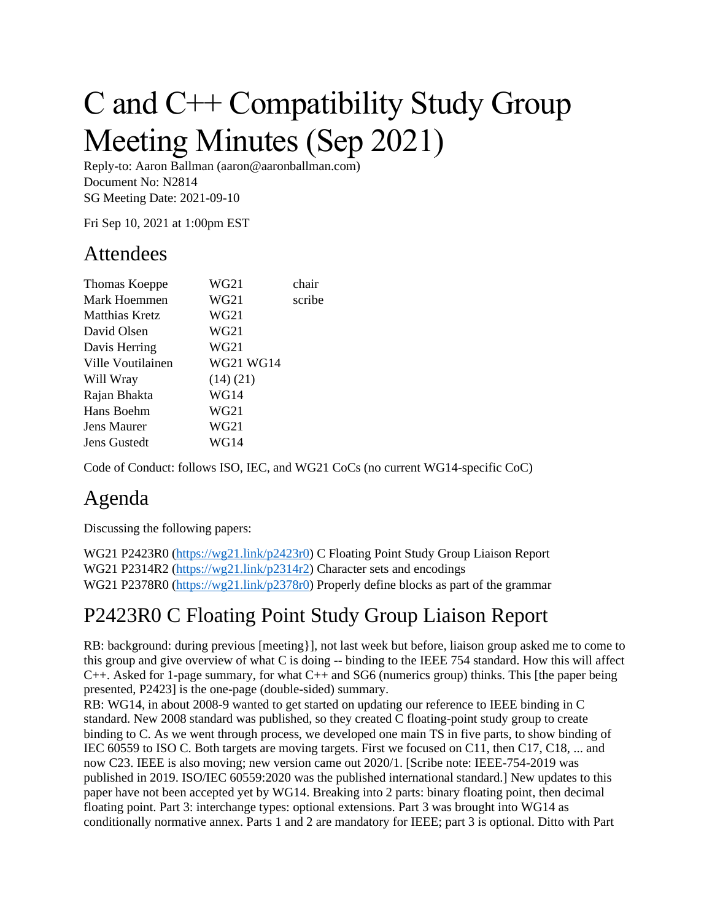# C and C++ Compatibility Study Group Meeting Minutes (Sep 2021)

Reply-to: Aaron Ballman (aaron@aaronballman.com)
Document No: N2814
SG Meeting Date: 2021-09-10

Fri Sep 10, 2021 at 1:00pm EST

## Attendees

| | | |
|---|---|---|
| Thomas Koeppe | WG21 | chair |
| Mark Hoemmen | WG21 | scribe |
| Matthias Kretz | WG21 | |
| David Olsen | WG21 | |
| Davis Herring | WG21 | |
| Ville Voutilainen | WG21 WG14 | |
| Will Wray | (14) (21) | |
| Rajan Bhakta | WG14 | |
| Hans Boehm | WG21 | |
| Jens Maurer | WG21 | |
| Jens Gustedt | WG14 | |

Code of Conduct: follows ISO, IEC, and WG21 CoCs (no current WG14-specific CoC)

## Agenda

Discussing the following papers:

WG21 P2423R0 (https://wg21.link/p2423r0) C Floating Point Study Group Liaison Report
WG21 P2314R2 (https://wg21.link/p2314r2) Character sets and encodings
WG21 P2378R0 (https://wg21.link/p2378r0) Properly define blocks as part of the grammar

## P2423R0 C Floating Point Study Group Liaison Report

RB: background: during previous [meeting}], not last week but before, liaison group asked me to come to this group and give overview of what C is doing -- binding to the IEEE 754 standard. How this will affect C++. Asked for 1-page summary, for what C++ and SG6 (numerics group) thinks. This [the paper being presented, P2423] is the one-page (double-sided) summary.

RB: WG14, in about 2008-9 wanted to get started on updating our reference to IEEE binding in C standard. New 2008 standard was published, so they created C floating-point study group to create binding to C. As we went through process, we developed one main TS in five parts, to show binding of IEC 60559 to ISO C. Both targets are moving targets. First we focused on C11, then C17, C18, ... and now C23. IEEE is also moving; new version came out 2020/1. [Scribe note: IEEE-754-2019 was published in 2019. ISO/IEC 60559:2020 was the published international standard.] New updates to this paper have not been accepted yet by WG14. Breaking into 2 parts: binary floating point, then decimal floating point. Part 3: interchange types: optional extensions. Part 3 was brought into WG14 as conditionally normative annex. Parts 1 and 2 are mandatory for IEEE; part 3 is optional. Ditto with Part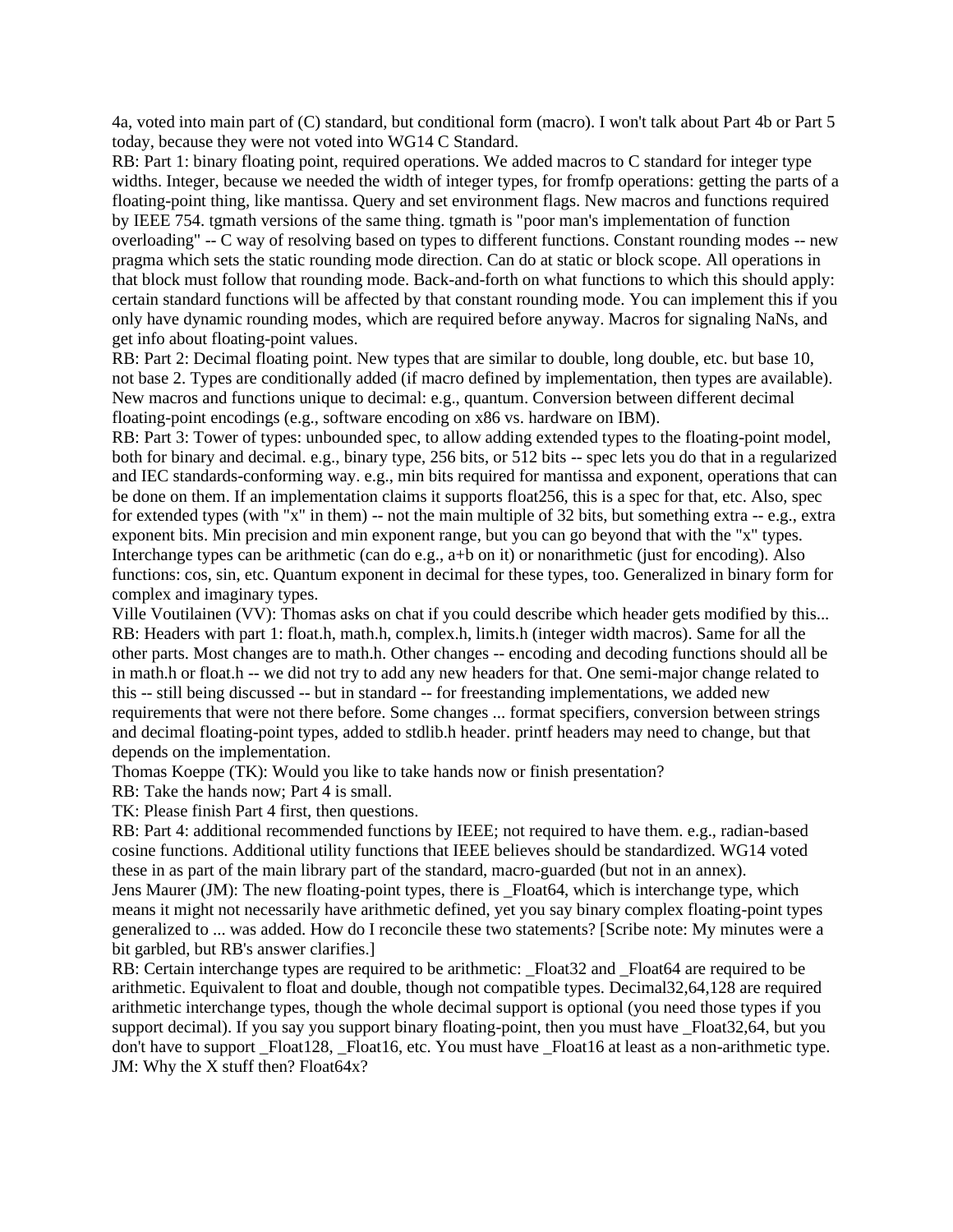4a, voted into main part of (C) standard, but conditional form (macro). I won't talk about Part 4b or Part 5 today, because they were not voted into WG14 C Standard.

RB: Part 1: binary floating point, required operations. We added macros to C standard for integer type widths. Integer, because we needed the width of integer types, for fromfp operations: getting the parts of a floating-point thing, like mantissa. Query and set environment flags. New macros and functions required by IEEE 754. tgmath versions of the same thing. tgmath is "poor man's implementation of function overloading" -- C way of resolving based on types to different functions. Constant rounding modes -- new pragma which sets the static rounding mode direction. Can do at static or block scope. All operations in that block must follow that rounding mode. Back-and-forth on what functions to which this should apply: certain standard functions will be affected by that constant rounding mode. You can implement this if you only have dynamic rounding modes, which are required before anyway. Macros for signaling NaNs, and get info about floating-point values.

RB: Part 2: Decimal floating point. New types that are similar to double, long double, etc. but base 10, not base 2. Types are conditionally added (if macro defined by implementation, then types are available). New macros and functions unique to decimal: e.g., quantum. Conversion between different decimal floating-point encodings (e.g., software encoding on x86 vs. hardware on IBM).

RB: Part 3: Tower of types: unbounded spec, to allow adding extended types to the floating-point model, both for binary and decimal. e.g., binary type, 256 bits, or 512 bits -- spec lets you do that in a regularized and IEC standards-conforming way. e.g., min bits required for mantissa and exponent, operations that can be done on them. If an implementation claims it supports float256, this is a spec for that, etc. Also, spec for extended types (with "x" in them) -- not the main multiple of 32 bits, but something extra -- e.g., extra exponent bits. Min precision and min exponent range, but you can go beyond that with the "x" types. Interchange types can be arithmetic (can do e.g., a+b on it) or nonarithmetic (just for encoding). Also functions: cos, sin, etc. Quantum exponent in decimal for these types, too. Generalized in binary form for complex and imaginary types.

Ville Voutilainen (VV): Thomas asks on chat if you could describe which header gets modified by this...

RB: Headers with part 1: float.h, math.h, complex.h, limits.h (integer width macros). Same for all the other parts. Most changes are to math.h. Other changes -- encoding and decoding functions should all be in math.h or float.h -- we did not try to add any new headers for that. One semi-major change related to this -- still being discussed -- but in standard -- for freestanding implementations, we added new requirements that were not there before. Some changes ... format specifiers, conversion between strings and decimal floating-point types, added to stdlib.h header. printf headers may need to change, but that depends on the implementation.

Thomas Koeppe (TK): Would you like to take hands now or finish presentation?

RB: Take the hands now; Part 4 is small.

TK: Please finish Part 4 first, then questions.

RB: Part 4: additional recommended functions by IEEE; not required to have them. e.g., radian-based cosine functions. Additional utility functions that IEEE believes should be standardized. WG14 voted these in as part of the main library part of the standard, macro-guarded (but not in an annex).

Jens Maurer (JM): The new floating-point types, there is _Float64, which is interchange type, which means it might not necessarily have arithmetic defined, yet you say binary complex floating-point types generalized to ... was added. How do I reconcile these two statements? [Scribe note: My minutes were a bit garbled, but RB's answer clarifies.]

RB: Certain interchange types are required to be arithmetic: _Float32 and _Float64 are required to be arithmetic. Equivalent to float and double, though not compatible types. Decimal32,64,128 are required arithmetic interchange types, though the whole decimal support is optional (you need those types if you support decimal). If you say you support binary floating-point, then you must have _Float32,64, but you don't have to support _Float128, _Float16, etc. You must have _Float16 at least as a non-arithmetic type.

JM: Why the X stuff then? Float64x?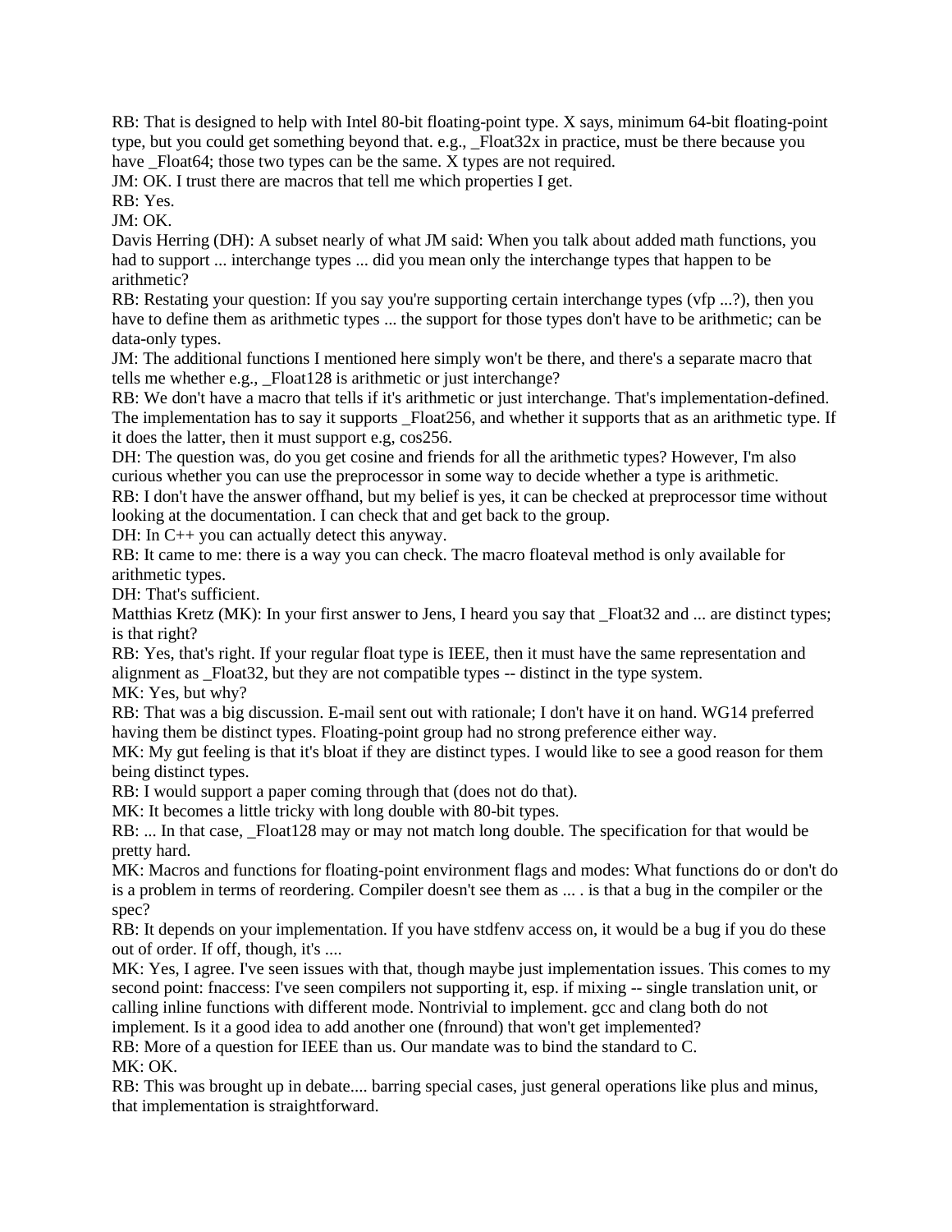RB: That is designed to help with Intel 80-bit floating-point type. X says, minimum 64-bit floating-point type, but you could get something beyond that. e.g., _Float32x in practice, must be there because you have _Float64; those two types can be the same. X types are not required.

JM: OK. I trust there are macros that tell me which properties I get.

RB: Yes.

JM: OK.

Davis Herring (DH): A subset nearly of what JM said: When you talk about added math functions, you had to support ... interchange types ... did you mean only the interchange types that happen to be arithmetic?

RB: Restating your question: If you say you're supporting certain interchange types (vfp ...?), then you have to define them as arithmetic types ... the support for those types don't have to be arithmetic; can be data-only types.

JM: The additional functions I mentioned here simply won't be there, and there's a separate macro that tells me whether e.g., _Float128 is arithmetic or just interchange?

RB: We don't have a macro that tells if it's arithmetic or just interchange. That's implementation-defined. The implementation has to say it supports _Float256, and whether it supports that as an arithmetic type. If it does the latter, then it must support e.g, cos256.

DH: The question was, do you get cosine and friends for all the arithmetic types? However, I'm also curious whether you can use the preprocessor in some way to decide whether a type is arithmetic.

RB: I don't have the answer offhand, but my belief is yes, it can be checked at preprocessor time without looking at the documentation. I can check that and get back to the group.

DH: In C++ you can actually detect this anyway.

RB: It came to me: there is a way you can check. The macro floateval method is only available for arithmetic types.

DH: That's sufficient.

Matthias Kretz (MK): In your first answer to Jens, I heard you say that _Float32 and ... are distinct types; is that right?

RB: Yes, that's right. If your regular float type is IEEE, then it must have the same representation and alignment as _Float32, but they are not compatible types -- distinct in the type system.

MK: Yes, but why?

RB: That was a big discussion. E-mail sent out with rationale; I don't have it on hand. WG14 preferred having them be distinct types. Floating-point group had no strong preference either way.

MK: My gut feeling is that it's bloat if they are distinct types. I would like to see a good reason for them being distinct types.

RB: I would support a paper coming through that (does not do that).

MK: It becomes a little tricky with long double with 80-bit types.

RB: ... In that case, _Float128 may or may not match long double. The specification for that would be pretty hard.

MK: Macros and functions for floating-point environment flags and modes: What functions do or don't do is a problem in terms of reordering. Compiler doesn't see them as ... . is that a bug in the compiler or the spec?

RB: It depends on your implementation. If you have stdfenv access on, it would be a bug if you do these out of order. If off, though, it's ....

MK: Yes, I agree. I've seen issues with that, though maybe just implementation issues. This comes to my second point: fnaccess: I've seen compilers not supporting it, esp. if mixing -- single translation unit, or calling inline functions with different mode. Nontrivial to implement. gcc and clang both do not implement. Is it a good idea to add another one (fnround) that won't get implemented?

RB: More of a question for IEEE than us. Our mandate was to bind the standard to C.

MK: OK.

RB: This was brought up in debate.... barring special cases, just general operations like plus and minus, that implementation is straightforward.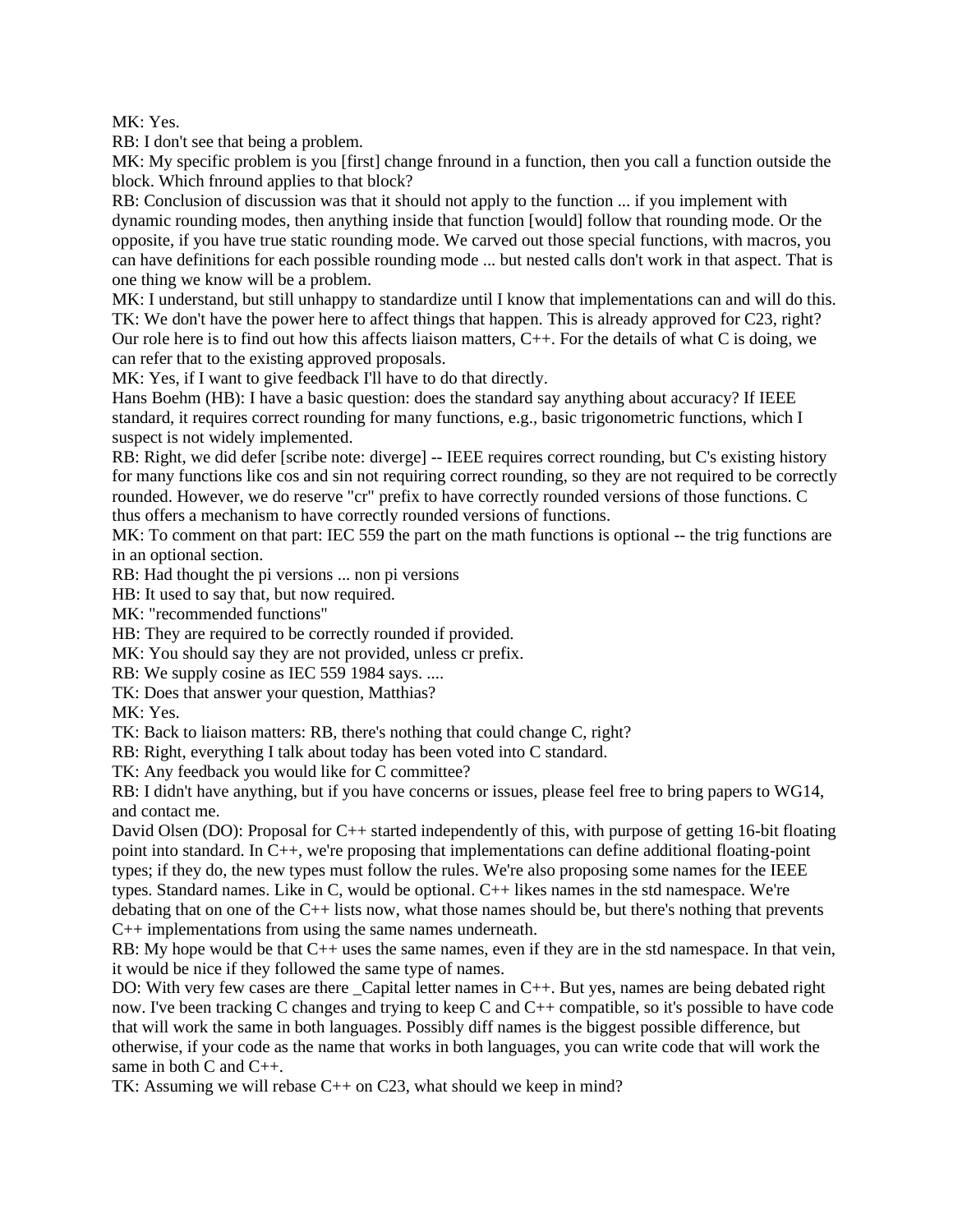MK: Yes.

RB: I don't see that being a problem.

MK: My specific problem is you [first] change fnround in a function, then you call a function outside the block. Which fnround applies to that block?

RB: Conclusion of discussion was that it should not apply to the function ... if you implement with dynamic rounding modes, then anything inside that function [would] follow that rounding mode. Or the opposite, if you have true static rounding mode. We carved out those special functions, with macros, you can have definitions for each possible rounding mode ... but nested calls don't work in that aspect. That is one thing we know will be a problem.

MK: I understand, but still unhappy to standardize until I know that implementations can and will do this.

TK: We don't have the power here to affect things that happen. This is already approved for C23, right? Our role here is to find out how this affects liaison matters, C++. For the details of what C is doing, we can refer that to the existing approved proposals.

MK: Yes, if I want to give feedback I'll have to do that directly.

Hans Boehm (HB): I have a basic question: does the standard say anything about accuracy? If IEEE standard, it requires correct rounding for many functions, e.g., basic trigonometric functions, which I suspect is not widely implemented.

RB: Right, we did defer [scribe note: diverge] -- IEEE requires correct rounding, but C's existing history for many functions like cos and sin not requiring correct rounding, so they are not required to be correctly rounded. However, we do reserve "cr" prefix to have correctly rounded versions of those functions. C thus offers a mechanism to have correctly rounded versions of functions.

MK: To comment on that part: IEC 559 the part on the math functions is optional -- the trig functions are in an optional section.

RB: Had thought the pi versions ... non pi versions

HB: It used to say that, but now required.

MK: "recommended functions"

HB: They are required to be correctly rounded if provided.

MK: You should say they are not provided, unless cr prefix.

RB: We supply cosine as IEC 559 1984 says. ....

TK: Does that answer your question, Matthias?

MK: Yes.

TK: Back to liaison matters: RB, there's nothing that could change C, right?

RB: Right, everything I talk about today has been voted into C standard.

TK: Any feedback you would like for C committee?

RB: I didn't have anything, but if you have concerns or issues, please feel free to bring papers to WG14, and contact me.

David Olsen (DO): Proposal for C++ started independently of this, with purpose of getting 16-bit floating point into standard. In C++, we're proposing that implementations can define additional floating-point types; if they do, the new types must follow the rules. We're also proposing some names for the IEEE types. Standard names. Like in C, would be optional. C++ likes names in the std namespace. We're debating that on one of the C++ lists now, what those names should be, but there's nothing that prevents C++ implementations from using the same names underneath.

RB: My hope would be that C++ uses the same names, even if they are in the std namespace. In that vein, it would be nice if they followed the same type of names.

DO: With very few cases are there _Capital letter names in C++. But yes, names are being debated right now. I've been tracking C changes and trying to keep C and C++ compatible, so it's possible to have code that will work the same in both languages. Possibly diff names is the biggest possible difference, but otherwise, if your code as the name that works in both languages, you can write code that will work the same in both C and C++.

TK: Assuming we will rebase C++ on C23, what should we keep in mind?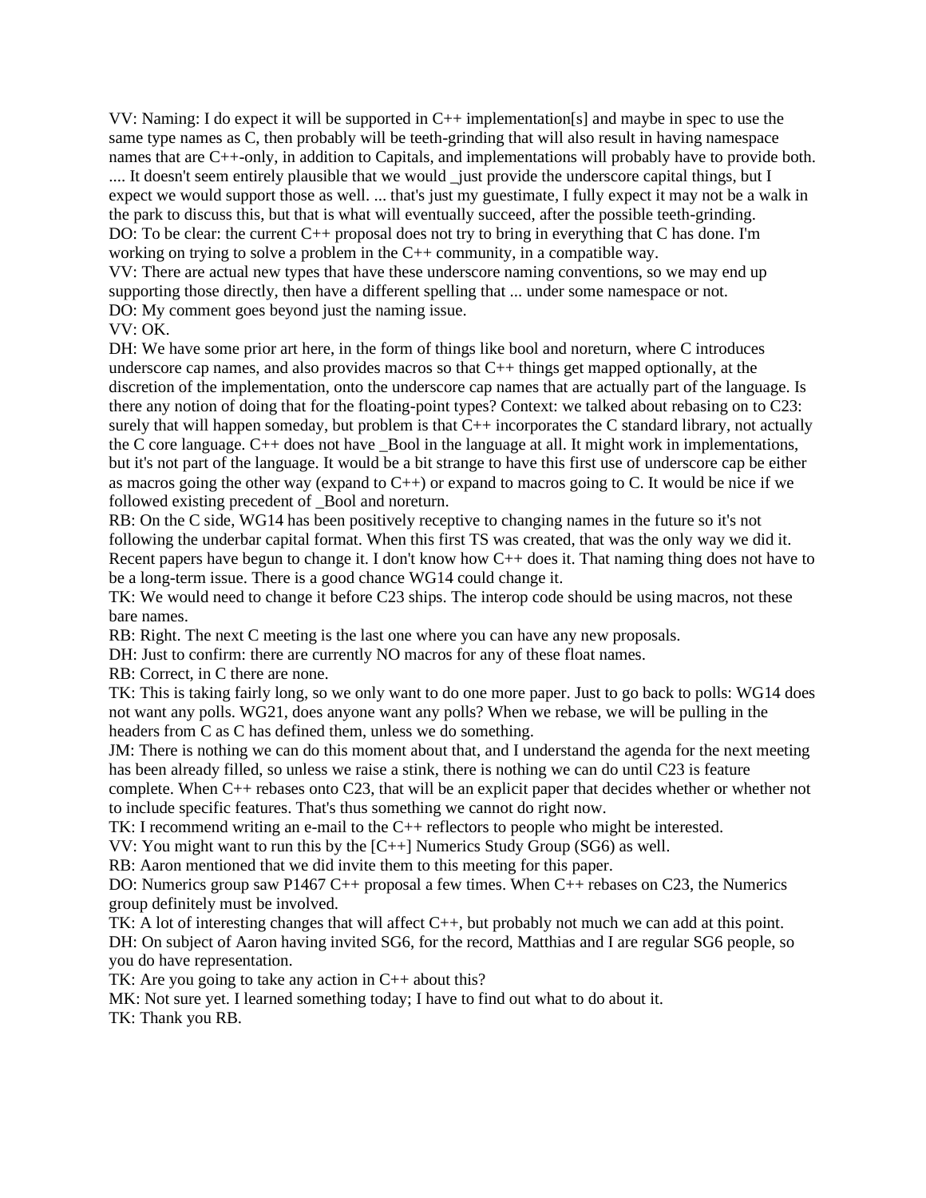VV: Naming: I do expect it will be supported in C++ implementation[s] and maybe in spec to use the same type names as C, then probably will be teeth-grinding that will also result in having namespace names that are C++-only, in addition to Capitals, and implementations will probably have to provide both. .... It doesn't seem entirely plausible that we would _just provide the underscore capital things, but I expect we would support those as well. ... that's just my guestimate, I fully expect it may not be a walk in the park to discuss this, but that is what will eventually succeed, after the possible teeth-grinding.
DO: To be clear: the current C++ proposal does not try to bring in everything that C has done. I'm working on trying to solve a problem in the C++ community, in a compatible way.
VV: There are actual new types that have these underscore naming conventions, so we may end up supporting those directly, then have a different spelling that ... under some namespace or not.
DO: My comment goes beyond just the naming issue.
VV: OK.
DH: We have some prior art here, in the form of things like bool and noreturn, where C introduces underscore cap names, and also provides macros so that C++ things get mapped optionally, at the discretion of the implementation, onto the underscore cap names that are actually part of the language. Is there any notion of doing that for the floating-point types? Context: we talked about rebasing on to C23: surely that will happen someday, but problem is that C++ incorporates the C standard library, not actually the C core language. C++ does not have _Bool in the language at all. It might work in implementations, but it's not part of the language. It would be a bit strange to have this first use of underscore cap be either as macros going the other way (expand to C++) or expand to macros going to C. It would be nice if we followed existing precedent of _Bool and noreturn.
RB: On the C side, WG14 has been positively receptive to changing names in the future so it's not following the underbar capital format. When this first TS was created, that was the only way we did it. Recent papers have begun to change it. I don't know how C++ does it. That naming thing does not have to be a long-term issue. There is a good chance WG14 could change it.
TK: We would need to change it before C23 ships. The interop code should be using macros, not these bare names.
RB: Right. The next C meeting is the last one where you can have any new proposals.
DH: Just to confirm: there are currently NO macros for any of these float names.
RB: Correct, in C there are none.
TK: This is taking fairly long, so we only want to do one more paper. Just to go back to polls: WG14 does not want any polls. WG21, does anyone want any polls? When we rebase, we will be pulling in the headers from C as C has defined them, unless we do something.
JM: There is nothing we can do this moment about that, and I understand the agenda for the next meeting has been already filled, so unless we raise a stink, there is nothing we can do until C23 is feature complete. When C++ rebases onto C23, that will be an explicit paper that decides whether or whether not to include specific features. That's thus something we cannot do right now.
TK: I recommend writing an e-mail to the C++ reflectors to people who might be interested.
VV: You might want to run this by the [C++] Numerics Study Group (SG6) as well.
RB: Aaron mentioned that we did invite them to this meeting for this paper.
DO: Numerics group saw P1467 C++ proposal a few times. When C++ rebases on C23, the Numerics group definitely must be involved.
TK: A lot of interesting changes that will affect C++, but probably not much we can add at this point.
DH: On subject of Aaron having invited SG6, for the record, Matthias and I are regular SG6 people, so you do have representation.
TK: Are you going to take any action in C++ about this?
MK: Not sure yet. I learned something today; I have to find out what to do about it.
TK: Thank you RB.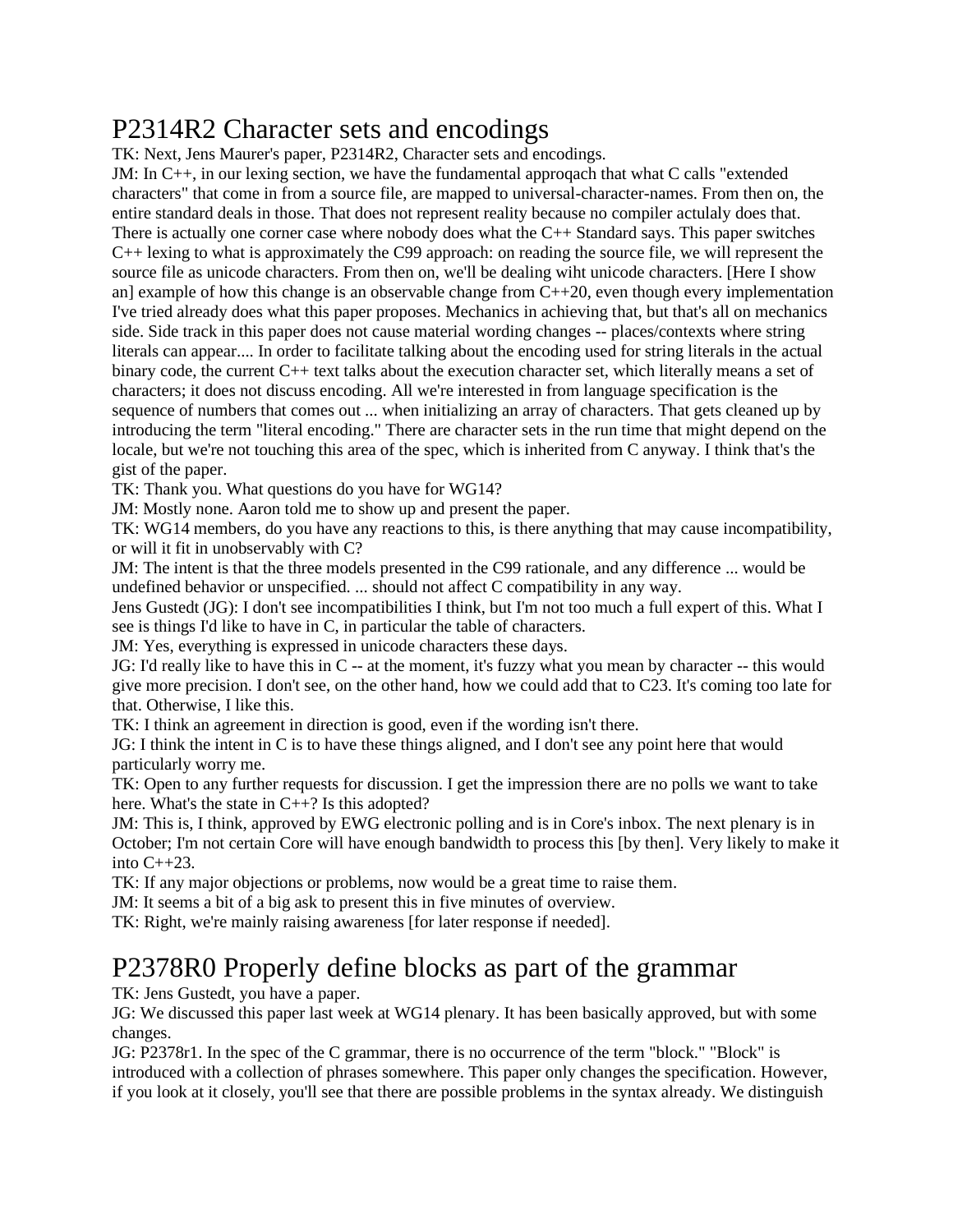# P2314R2 Character sets and encodings

TK: Next, Jens Maurer's paper, P2314R2, Character sets and encodings.

JM: In C++, in our lexing section, we have the fundamental approqach that what C calls "extended characters" that come in from a source file, are mapped to universal-character-names. From then on, the entire standard deals in those. That does not represent reality because no compiler actulaly does that. There is actually one corner case where nobody does what the C++ Standard says. This paper switches C++ lexing to what is approximately the C99 approach: on reading the source file, we will represent the source file as unicode characters. From then on, we'll be dealing wiht unicode characters. [Here I show an] example of how this change is an observable change from C++20, even though every implementation I've tried already does what this paper proposes. Mechanics in achieving that, but that's all on mechanics side. Side track in this paper does not cause material wording changes -- places/contexts where string literals can appear.... In order to facilitate talking about the encoding used for string literals in the actual binary code, the current C++ text talks about the execution character set, which literally means a set of characters; it does not discuss encoding. All we're interested in from language specification is the sequence of numbers that comes out ... when initializing an array of characters. That gets cleaned up by introducing the term "literal encoding." There are character sets in the run time that might depend on the locale, but we're not touching this area of the spec, which is inherited from C anyway. I think that's the gist of the paper.

TK: Thank you. What questions do you have for WG14?

JM: Mostly none. Aaron told me to show up and present the paper.

TK: WG14 members, do you have any reactions to this, is there anything that may cause incompatibility, or will it fit in unobservably with C?

JM: The intent is that the three models presented in the C99 rationale, and any difference ... would be undefined behavior or unspecified. ... should not affect C compatibility in any way.

Jens Gustedt (JG): I don't see incompatibilities I think, but I'm not too much a full expert of this. What I see is things I'd like to have in C, in particular the table of characters.

JM: Yes, everything is expressed in unicode characters these days.

JG: I'd really like to have this in C -- at the moment, it's fuzzy what you mean by character -- this would give more precision. I don't see, on the other hand, how we could add that to C23. It's coming too late for that. Otherwise, I like this.

TK: I think an agreement in direction is good, even if the wording isn't there.

JG: I think the intent in C is to have these things aligned, and I don't see any point here that would particularly worry me.

TK: Open to any further requests for discussion. I get the impression there are no polls we want to take here. What's the state in C++? Is this adopted?

JM: This is, I think, approved by EWG electronic polling and is in Core's inbox. The next plenary is in October; I'm not certain Core will have enough bandwidth to process this [by then]. Very likely to make it into C++23.

TK: If any major objections or problems, now would be a great time to raise them.

JM: It seems a bit of a big ask to present this in five minutes of overview.

TK: Right, we're mainly raising awareness [for later response if needed].

# P2378R0 Properly define blocks as part of the grammar

TK: Jens Gustedt, you have a paper.

JG: We discussed this paper last week at WG14 plenary. It has been basically approved, but with some changes.

JG: P2378r1. In the spec of the C grammar, there is no occurrence of the term "block." "Block" is introduced with a collection of phrases somewhere. This paper only changes the specification. However, if you look at it closely, you'll see that there are possible problems in the syntax already. We distinguish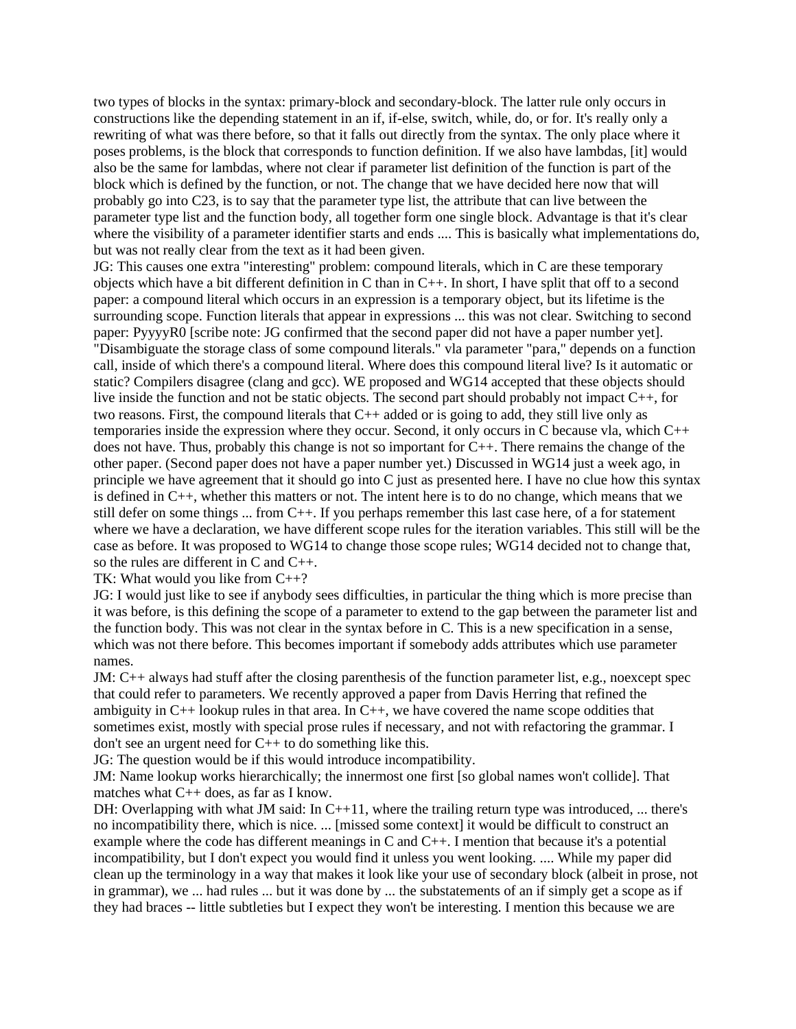two types of blocks in the syntax: primary-block and secondary-block. The latter rule only occurs in constructions like the depending statement in an if, if-else, switch, while, do, or for. It's really only a rewriting of what was there before, so that it falls out directly from the syntax. The only place where it poses problems, is the block that corresponds to function definition. If we also have lambdas, [it] would also be the same for lambdas, where not clear if parameter list definition of the function is part of the block which is defined by the function, or not. The change that we have decided here now that will probably go into C23, is to say that the parameter type list, the attribute that can live between the parameter type list and the function body, all together form one single block. Advantage is that it's clear where the visibility of a parameter identifier starts and ends .... This is basically what implementations do, but was not really clear from the text as it had been given.

JG: This causes one extra "interesting" problem: compound literals, which in C are these temporary objects which have a bit different definition in C than in C++. In short, I have split that off to a second paper: a compound literal which occurs in an expression is a temporary object, but its lifetime is the surrounding scope. Function literals that appear in expressions ... this was not clear. Switching to second paper: PyyyyR0 [scribe note: JG confirmed that the second paper did not have a paper number yet]. "Disambiguate the storage class of some compound literals." vla parameter "para," depends on a function call, inside of which there's a compound literal. Where does this compound literal live? Is it automatic or static? Compilers disagree (clang and gcc). WE proposed and WG14 accepted that these objects should live inside the function and not be static objects. The second part should probably not impact C++, for two reasons. First, the compound literals that C++ added or is going to add, they still live only as temporaries inside the expression where they occur. Second, it only occurs in C because vla, which C++ does not have. Thus, probably this change is not so important for C++. There remains the change of the other paper. (Second paper does not have a paper number yet.) Discussed in WG14 just a week ago, in principle we have agreement that it should go into C just as presented here. I have no clue how this syntax is defined in C++, whether this matters or not. The intent here is to do no change, which means that we still defer on some things ... from C++. If you perhaps remember this last case here, of a for statement where we have a declaration, we have different scope rules for the iteration variables. This still will be the case as before. It was proposed to WG14 to change those scope rules; WG14 decided not to change that, so the rules are different in C and C++.

TK: What would you like from C++?

JG: I would just like to see if anybody sees difficulties, in particular the thing which is more precise than it was before, is this defining the scope of a parameter to extend to the gap between the parameter list and the function body. This was not clear in the syntax before in C. This is a new specification in a sense, which was not there before. This becomes important if somebody adds attributes which use parameter names.

JM: C++ always had stuff after the closing parenthesis of the function parameter list, e.g., noexcept spec that could refer to parameters. We recently approved a paper from Davis Herring that refined the ambiguity in C++ lookup rules in that area. In C++, we have covered the name scope oddities that sometimes exist, mostly with special prose rules if necessary, and not with refactoring the grammar. I don't see an urgent need for C++ to do something like this.

JG: The question would be if this would introduce incompatibility.

JM: Name lookup works hierarchically; the innermost one first [so global names won't collide]. That matches what C++ does, as far as I know.

DH: Overlapping with what JM said: In C++11, where the trailing return type was introduced, ... there's no incompatibility there, which is nice. ... [missed some context] it would be difficult to construct an example where the code has different meanings in C and C++. I mention that because it's a potential incompatibility, but I don't expect you would find it unless you went looking. .... While my paper did clean up the terminology in a way that makes it look like your use of secondary block (albeit in prose, not in grammar), we ... had rules ... but it was done by ... the substatements of an if simply get a scope as if they had braces -- little subtleties but I expect they won't be interesting. I mention this because we are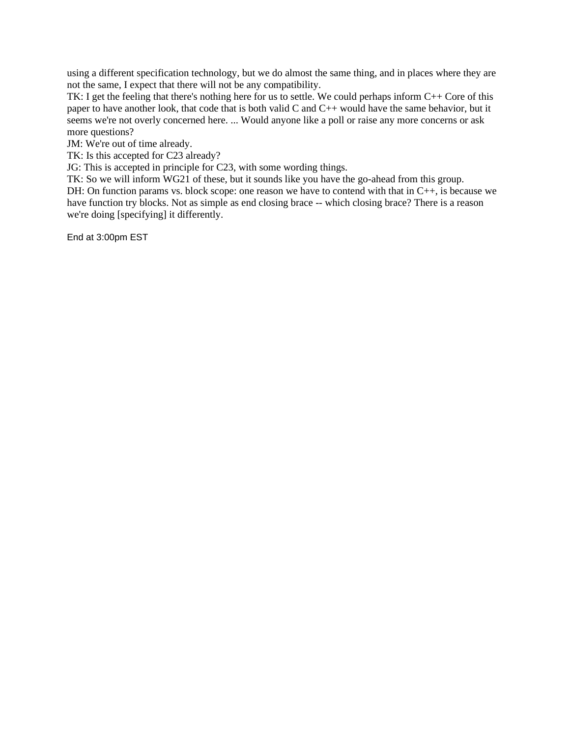using a different specification technology, but we do almost the same thing, and in places where they are not the same, I expect that there will not be any compatibility.
TK: I get the feeling that there's nothing here for us to settle. We could perhaps inform C++ Core of this paper to have another look, that code that is both valid C and C++ would have the same behavior, but it seems we're not overly concerned here. ... Would anyone like a poll or raise any more concerns or ask more questions?
JM: We're out of time already.
TK: Is this accepted for C23 already?
JG: This is accepted in principle for C23, with some wording things.
TK: So we will inform WG21 of these, but it sounds like you have the go-ahead from this group.
DH: On function params vs. block scope: one reason we have to contend with that in C++, is because we have function try blocks. Not as simple as end closing brace -- which closing brace? There is a reason we're doing [specifying] it differently.

End at 3:00pm EST